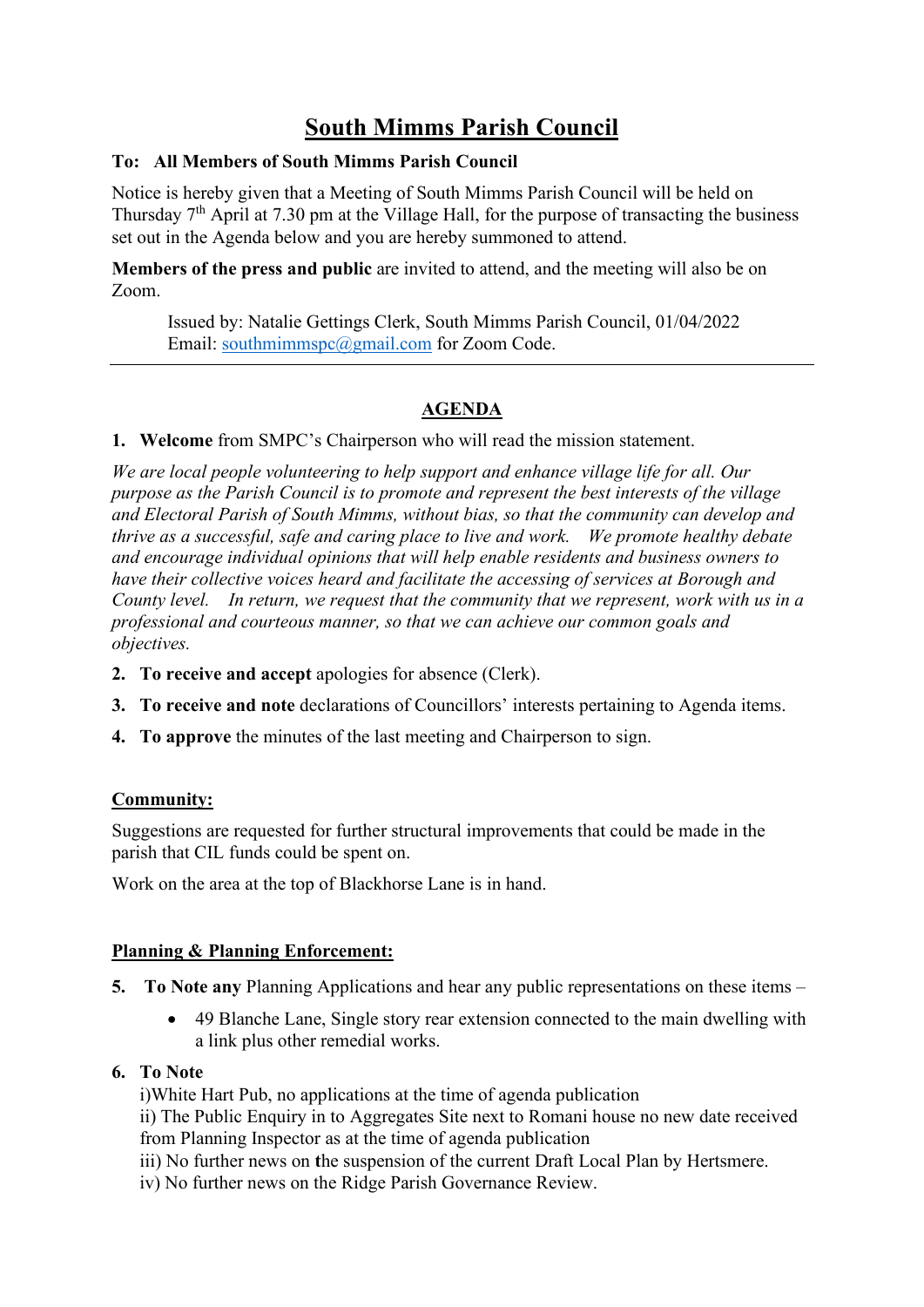# South Mimms Parish Council

**To: All Members of South Mimms Parish Council**

Notice is hereby given that a Meeting of South Mimms Parish Council will be held on Thursday 7th April at 7.30 pm at the Village Hall, for the purpose of transacting the business set out in the Agenda below and you are hereby summoned to attend.

**Members of the press and public** are invited to attend, and the meeting will also be on Zoom.

Issued by: Natalie Gettings Clerk, South Mimms Parish Council, 01/04/2022
Email: southmimmspc@gmail.com for Zoom Code.

---

## AGENDA

1. **Welcome** from SMPC's Chairperson who will read the mission statement.

*We are local people volunteering to help support and enhance village life for all. Our purpose as the Parish Council is to promote and represent the best interests of the village and Electoral Parish of South Mimms, without bias, so that the community can develop and thrive as a successful, safe and caring place to live and work. We promote healthy debate and encourage individual opinions that will help enable residents and business owners to have their collective voices heard and facilitate the accessing of services at Borough and County level. In return, we request that the community that we represent, work with us in a professional and courteous manner, so that we can achieve our common goals and objectives.*

2. **To receive and accept** apologies for absence (Clerk).
3. **To receive and note** declarations of Councillors' interests pertaining to Agenda items.
4. **To approve** the minutes of the last meeting and Chairperson to sign.

### Community:

Suggestions are requested for further structural improvements that could be made in the parish that CIL funds could be spent on.

Work on the area at the top of Blackhorse Lane is in hand.

### Planning & Planning Enforcement:

5. **To Note any** Planning Applications and hear any public representations on these items –
   - 49 Blanche Lane, Single story rear extension connected to the main dwelling with a link plus other remedial works.
6. **To Note**

   i)White Hart Pub, no applications at the time of agenda publication
   ii) The Public Enquiry in to Aggregates Site next to Romani house no new date received from Planning Inspector as at the time of agenda publication
   iii) No further news on the suspension of the current Draft Local Plan by Hertsmere.
   iv) No further news on the Ridge Parish Governance Review.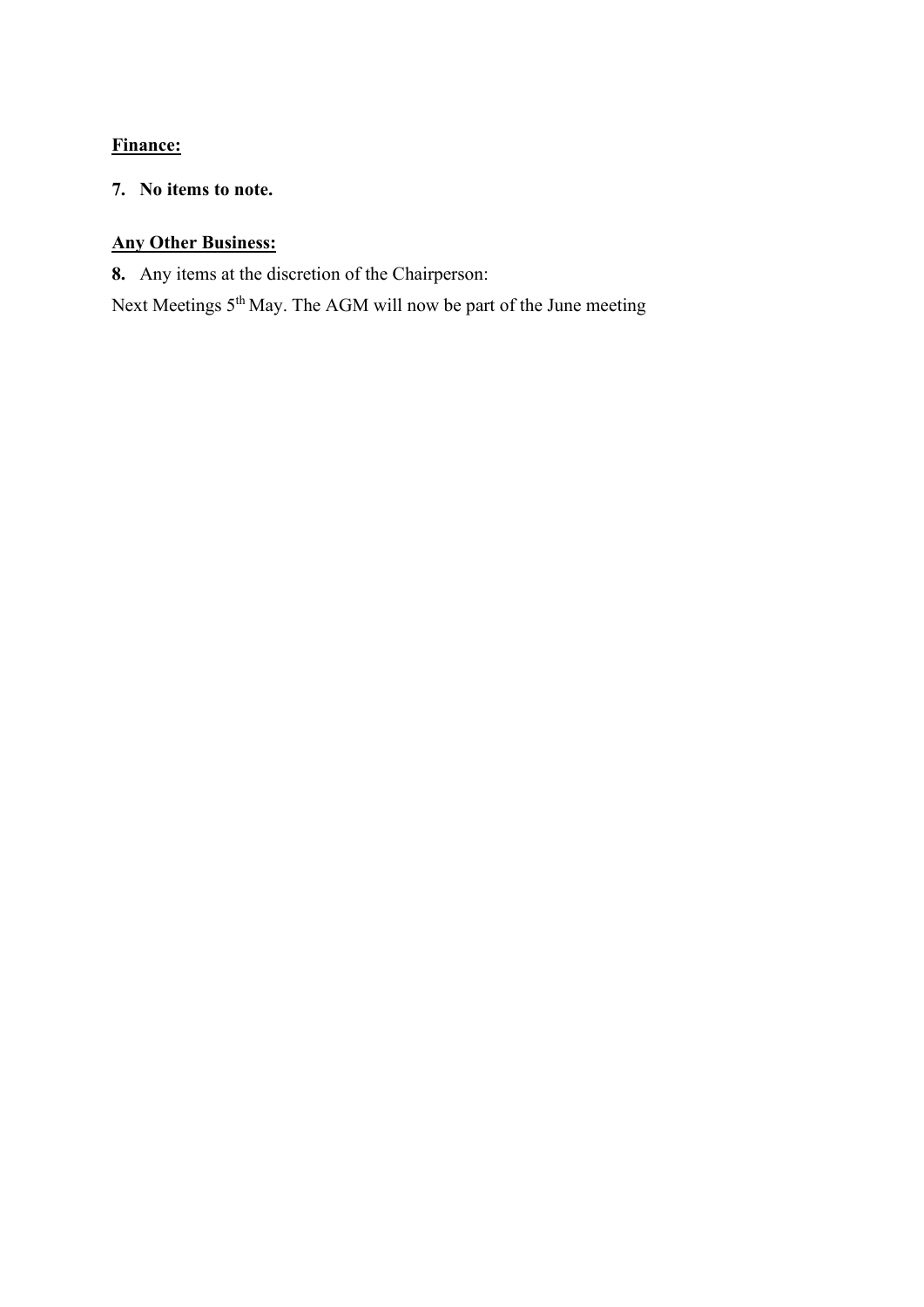**<u>Finance:</u>**

7. **No items to note.**

**<u>Any Other Business:</u>**

**8.** Any items at the discretion of the Chairperson:

Next Meetings 5th May. The AGM will now be part of the June meeting